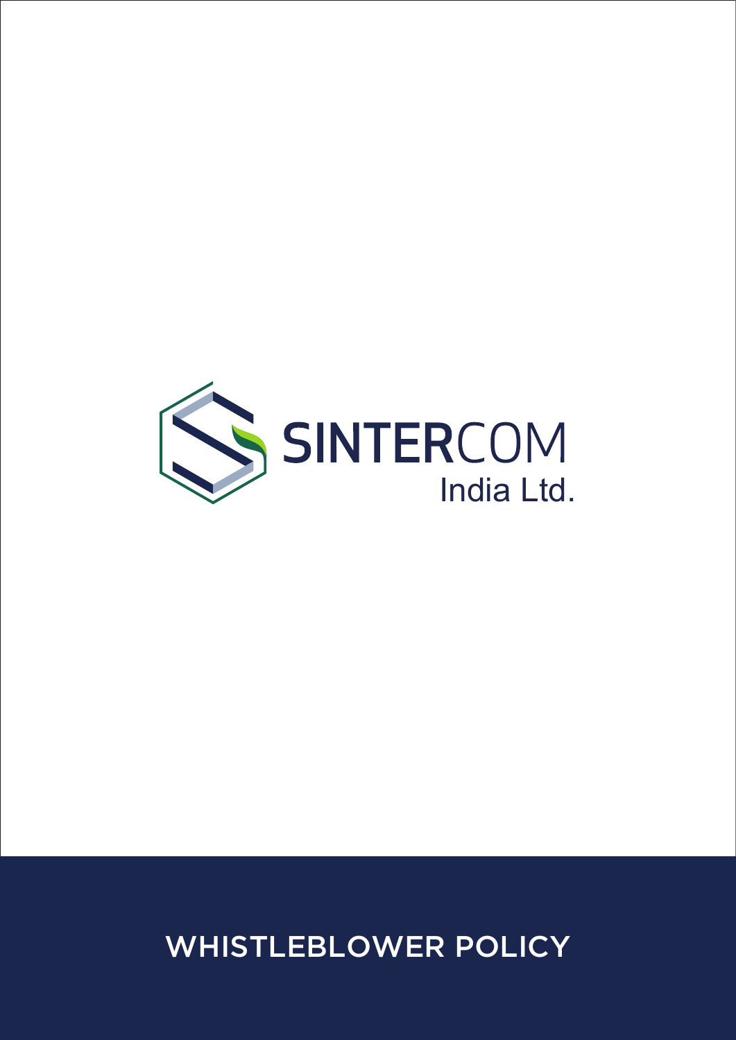SINTERCOM

India Ltd.

# WHISTLEBLOWER POLICY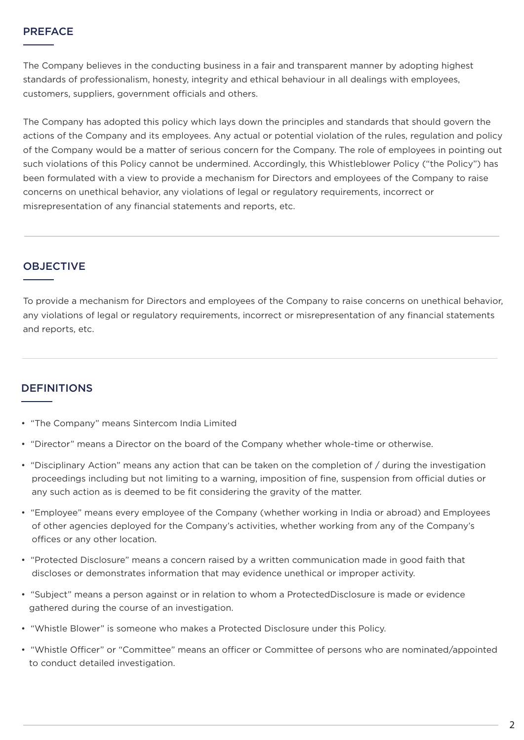## PREFACE

The Company believes in the conducting business in a fair and transparent manner by adopting highest standards of professionalism, honesty, integrity and ethical behaviour in all dealings with employees, customers, suppliers, government officials and others.

The Company has adopted this policy which lays down the principles and standards that should govern the actions of the Company and its employees. Any actual or potential violation of the rules, regulation and policy of the Company would be a matter of serious concern for the Company. The role of employees in pointing out such violations of this Policy cannot be undermined. Accordingly, this Whistleblower Policy ("the Policy") has been formulated with a view to provide a mechanism for Directors and employees of the Company to raise concerns on unethical behavior, any violations of legal or regulatory requirements, incorrect or misrepresentation of any financial statements and reports, etc.

## OBJECTIVE

To provide a mechanism for Directors and employees of the Company to raise concerns on unethical behavior, any violations of legal or regulatory requirements, incorrect or misrepresentation of any financial statements and reports, etc.

## DEFINITIONS

- "The Company" means Sintercom India Limited
- "Director" means a Director on the board of the Company whether whole-time or otherwise.
- "Disciplinary Action" means any action that can be taken on the completion of / during the investigation proceedings including but not limiting to a warning, imposition of fine, suspension from official duties or any such action as is deemed to be fit considering the gravity of the matter.
- "Employee" means every employee of the Company (whether working in India or abroad) and Employees of other agencies deployed for the Company's activities, whether working from any of the Company's offices or any other location.
- "Protected Disclosure" means a concern raised by a written communication made in good faith that discloses or demonstrates information that may evidence unethical or improper activity.
- "Subject" means a person against or in relation to whom a ProtectedDisclosure is made or evidence gathered during the course of an investigation.
- "Whistle Blower" is someone who makes a Protected Disclosure under this Policy.
- "Whistle Officer" or "Committee" means an officer or Committee of persons who are nominated/appointed to conduct detailed investigation.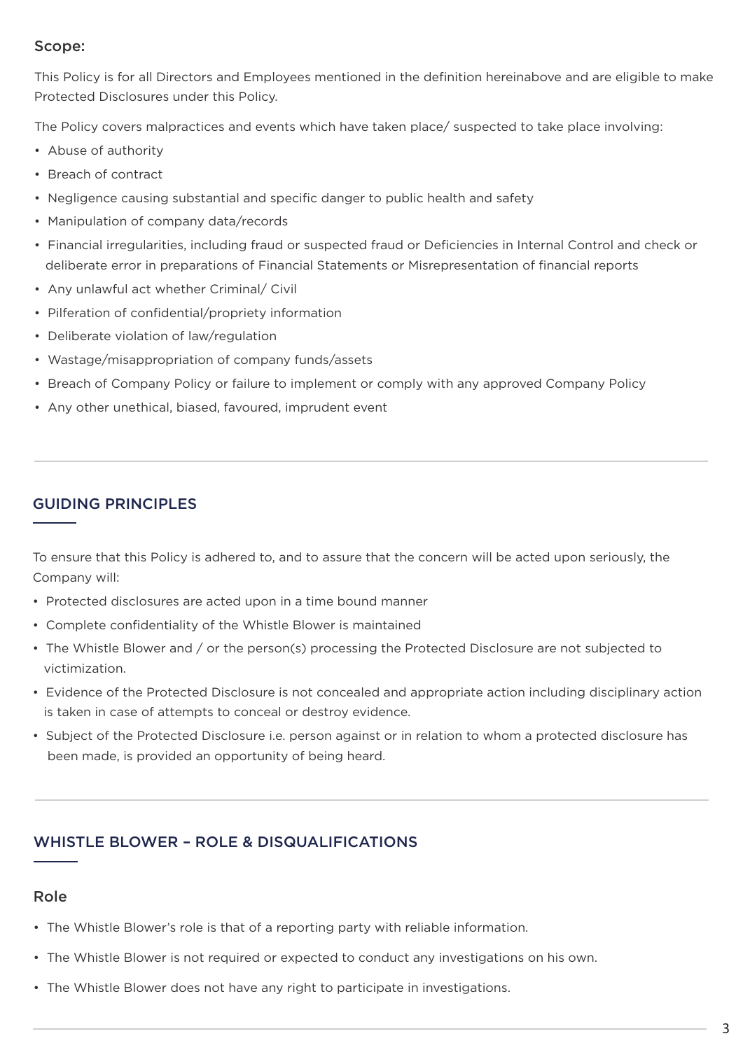### Scope:

This Policy is for all Directors and Employees mentioned in the definition hereinabove and are eligible to make Protected Disclosures under this Policy.

The Policy covers malpractices and events which have taken place/ suspected to take place involving:

- Abuse of authority
- Breach of contract
- Negligence causing substantial and specific danger to public health and safety
- Manipulation of company data/records
- Financial irregularities, including fraud or suspected fraud or Deficiencies in Internal Control and check or deliberate error in preparations of Financial Statements or Misrepresentation of financial reports
- Any unlawful act whether Criminal/ Civil
- Pilferation of confidential/propriety information
- Deliberate violation of law/regulation
- Wastage/misappropriation of company funds/assets
- Breach of Company Policy or failure to implement or comply with any approved Company Policy
- Any other unethical, biased, favoured, imprudent event

## GUIDING PRINCIPLES

To ensure that this Policy is adhered to, and to assure that the concern will be acted upon seriously, the Company will:

- Protected disclosures are acted upon in a time bound manner
- Complete confidentiality of the Whistle Blower is maintained
- The Whistle Blower and / or the person(s) processing the Protected Disclosure are not subjected to victimization.
- Evidence of the Protected Disclosure is not concealed and appropriate action including disciplinary action is taken in case of attempts to conceal or destroy evidence.
- Subject of the Protected Disclosure i.e. person against or in relation to whom a protected disclosure has been made, is provided an opportunity of being heard.

## WHISTLE BLOWER – ROLE & DISQUALIFICATIONS

### Role

- The Whistle Blower's role is that of a reporting party with reliable information.
- The Whistle Blower is not required or expected to conduct any investigations on his own.
- The Whistle Blower does not have any right to participate in investigations.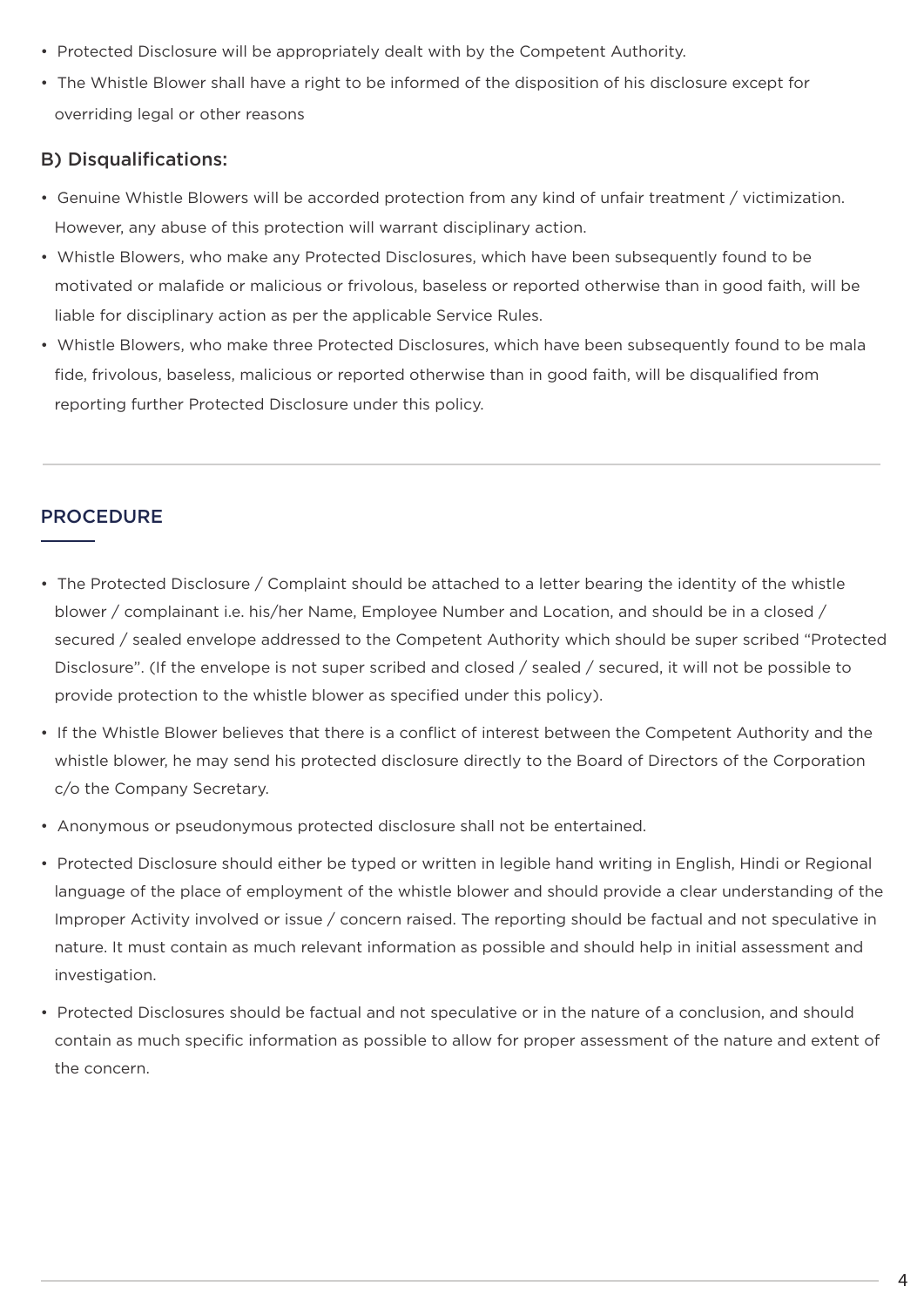- Protected Disclosure will be appropriately dealt with by the Competent Authority.
- The Whistle Blower shall have a right to be informed of the disposition of his disclosure except for overriding legal or other reasons

### B) Disqualifications:

- Genuine Whistle Blowers will be accorded protection from any kind of unfair treatment / victimization. However, any abuse of this protection will warrant disciplinary action.
- Whistle Blowers, who make any Protected Disclosures, which have been subsequently found to be motivated or malafide or malicious or frivolous, baseless or reported otherwise than in good faith, will be liable for disciplinary action as per the applicable Service Rules.
- Whistle Blowers, who make three Protected Disclosures, which have been subsequently found to be mala fide, frivolous, baseless, malicious or reported otherwise than in good faith, will be disqualified from reporting further Protected Disclosure under this policy.

## PROCEDURE

- The Protected Disclosure / Complaint should be attached to a letter bearing the identity of the whistle blower / complainant i.e. his/her Name, Employee Number and Location, and should be in a closed / secured / sealed envelope addressed to the Competent Authority which should be super scribed "Protected Disclosure". (If the envelope is not super scribed and closed / sealed / secured, it will not be possible to provide protection to the whistle blower as specified under this policy).
- If the Whistle Blower believes that there is a conflict of interest between the Competent Authority and the whistle blower, he may send his protected disclosure directly to the Board of Directors of the Corporation c/o the Company Secretary.
- Anonymous or pseudonymous protected disclosure shall not be entertained.
- Protected Disclosure should either be typed or written in legible hand writing in English, Hindi or Regional language of the place of employment of the whistle blower and should provide a clear understanding of the Improper Activity involved or issue / concern raised. The reporting should be factual and not speculative in nature. It must contain as much relevant information as possible and should help in initial assessment and investigation.
- Protected Disclosures should be factual and not speculative or in the nature of a conclusion, and should contain as much specific information as possible to allow for proper assessment of the nature and extent of the concern.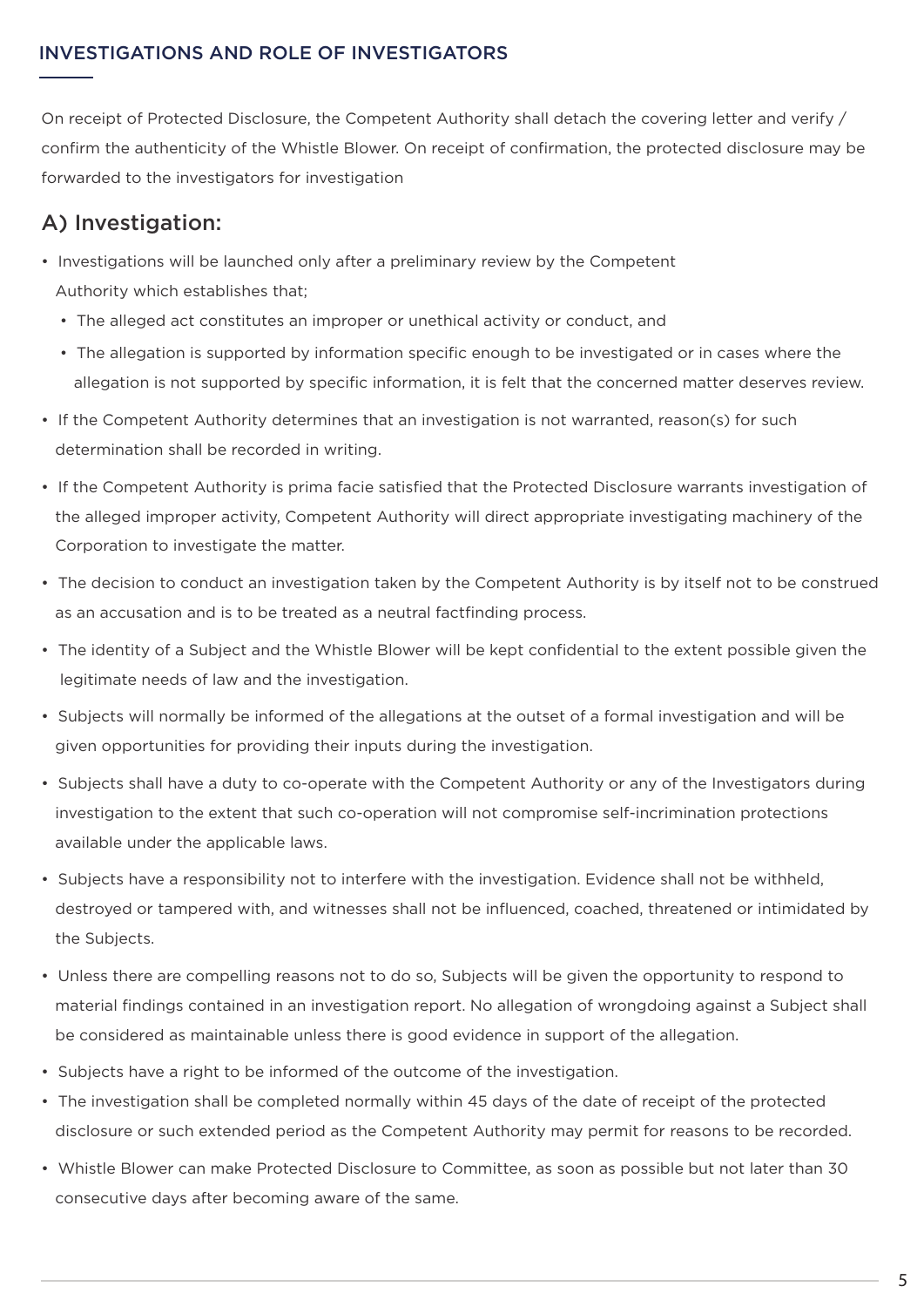## INVESTIGATIONS AND ROLE OF INVESTIGATORS

On receipt of Protected Disclosure, the Competent Authority shall detach the covering letter and verify / confirm the authenticity of the Whistle Blower. On receipt of confirmation, the protected disclosure may be forwarded to the investigators for investigation

### A) Investigation:

- Investigations will be launched only after a preliminary review by the Competent Authority which establishes that;
  - The alleged act constitutes an improper or unethical activity or conduct, and
  - The allegation is supported by information specific enough to be investigated or in cases where the allegation is not supported by specific information, it is felt that the concerned matter deserves review.
- If the Competent Authority determines that an investigation is not warranted, reason(s) for such determination shall be recorded in writing.
- If the Competent Authority is prima facie satisfied that the Protected Disclosure warrants investigation of the alleged improper activity, Competent Authority will direct appropriate investigating machinery of the Corporation to investigate the matter.
- The decision to conduct an investigation taken by the Competent Authority is by itself not to be construed as an accusation and is to be treated as a neutral factfinding process.
- The identity of a Subject and the Whistle Blower will be kept confidential to the extent possible given the legitimate needs of law and the investigation.
- Subjects will normally be informed of the allegations at the outset of a formal investigation and will be given opportunities for providing their inputs during the investigation.
- Subjects shall have a duty to co-operate with the Competent Authority or any of the Investigators during investigation to the extent that such co-operation will not compromise self-incrimination protections available under the applicable laws.
- Subjects have a responsibility not to interfere with the investigation. Evidence shall not be withheld, destroyed or tampered with, and witnesses shall not be influenced, coached, threatened or intimidated by the Subjects.
- Unless there are compelling reasons not to do so, Subjects will be given the opportunity to respond to material findings contained in an investigation report. No allegation of wrongdoing against a Subject shall be considered as maintainable unless there is good evidence in support of the allegation.
- Subjects have a right to be informed of the outcome of the investigation.
- The investigation shall be completed normally within 45 days of the date of receipt of the protected disclosure or such extended period as the Competent Authority may permit for reasons to be recorded.
- Whistle Blower can make Protected Disclosure to Committee, as soon as possible but not later than 30 consecutive days after becoming aware of the same.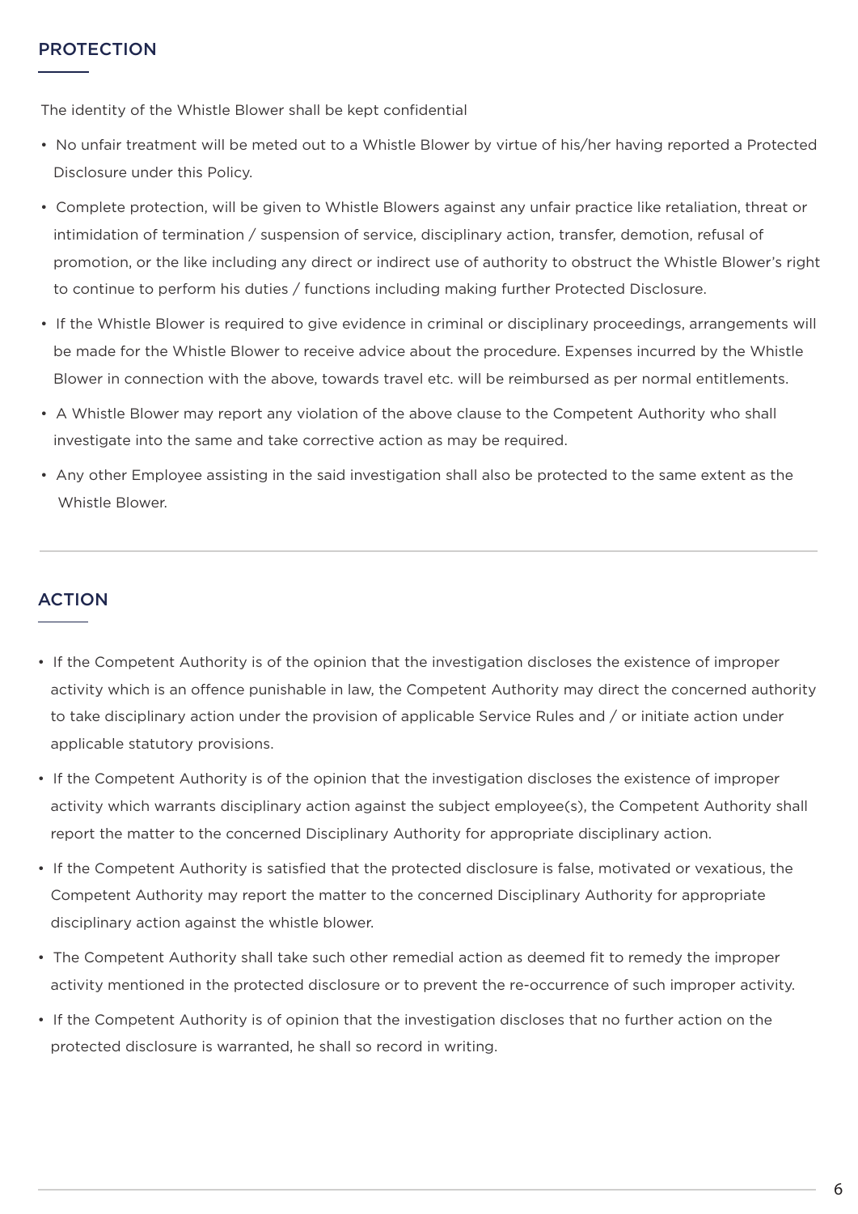## PROTECTION

The identity of the Whistle Blower shall be kept confidential

- No unfair treatment will be meted out to a Whistle Blower by virtue of his/her having reported a Protected Disclosure under this Policy.
- Complete protection, will be given to Whistle Blowers against any unfair practice like retaliation, threat or intimidation of termination / suspension of service, disciplinary action, transfer, demotion, refusal of promotion, or the like including any direct or indirect use of authority to obstruct the Whistle Blower's right to continue to perform his duties / functions including making further Protected Disclosure.
- If the Whistle Blower is required to give evidence in criminal or disciplinary proceedings, arrangements will be made for the Whistle Blower to receive advice about the procedure. Expenses incurred by the Whistle Blower in connection with the above, towards travel etc. will be reimbursed as per normal entitlements.
- A Whistle Blower may report any violation of the above clause to the Competent Authority who shall investigate into the same and take corrective action as may be required.
- Any other Employee assisting in the said investigation shall also be protected to the same extent as the Whistle Blower.

## ACTION

- If the Competent Authority is of the opinion that the investigation discloses the existence of improper activity which is an offence punishable in law, the Competent Authority may direct the concerned authority to take disciplinary action under the provision of applicable Service Rules and / or initiate action under applicable statutory provisions.
- If the Competent Authority is of the opinion that the investigation discloses the existence of improper activity which warrants disciplinary action against the subject employee(s), the Competent Authority shall report the matter to the concerned Disciplinary Authority for appropriate disciplinary action.
- If the Competent Authority is satisfied that the protected disclosure is false, motivated or vexatious, the Competent Authority may report the matter to the concerned Disciplinary Authority for appropriate disciplinary action against the whistle blower.
- The Competent Authority shall take such other remedial action as deemed fit to remedy the improper activity mentioned in the protected disclosure or to prevent the re-occurrence of such improper activity.
- If the Competent Authority is of opinion that the investigation discloses that no further action on the protected disclosure is warranted, he shall so record in writing.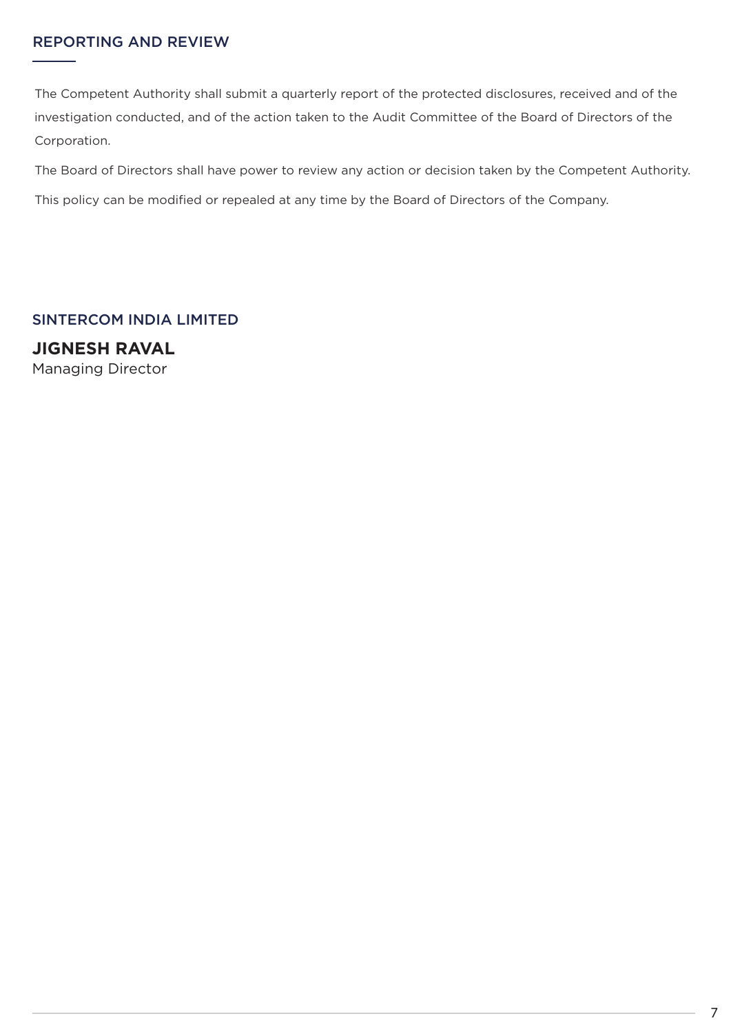## REPORTING AND REVIEW

The Competent Authority shall submit a quarterly report of the protected disclosures, received and of the investigation conducted, and of the action taken to the Audit Committee of the Board of Directors of the Corporation.

The Board of Directors shall have power to review any action or decision taken by the Competent Authority.

This policy can be modified or repealed at any time by the Board of Directors of the Company.

SINTERCOM INDIA LIMITED

**JIGNESH RAVAL**
Managing Director